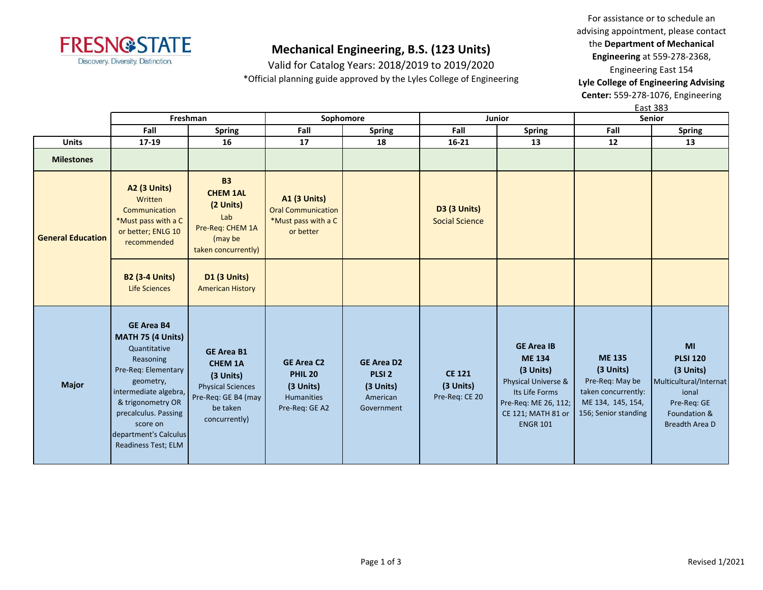FRESNO STATE
Discovery. Diversity. Distinction.

# Mechanical Engineering, B.S. (123 Units)

Valid for Catalog Years: 2018/2019 to 2019/2020

*Official planning guide approved by the Lyles College of Engineering

For assistance or to schedule an advising appointment, please contact the **Department of Mechanical Engineering** at 559-278-2368, Engineering East 154
**Lyle College of Engineering Advising Center:** 559-278-1076, Engineering East 383

| | Freshman | | Sophomore | | Junior | | Senior | |
|---|---|---|---|---|---|---|---|---|
| | Fall | Spring | Fall | Spring | Fall | Spring | Fall | Spring |
| **Units** | 17-19 | 16 | 17 | 18 | 16-21 | 13 | 12 | 13 |
| **Milestones** | | | | | | | | |
| **General Education** | **A2 (3 Units)** Written Communication *Must pass with a C or better; ENLG 10 recommended | **B3 CHEM 1AL (2 Units)** Lab Pre-Req: CHEM 1A (may be taken concurrently) | **A1 (3 Units)** Oral Communication *Must pass with a C or better | | **D3 (3 Units)** Social Science | | | |
| | **B2 (3-4 Units)** Life Sciences | **D1 (3 Units)** American History | | | | | | |
| **Major** | **GE Area B4 MATH 75 (4 Units)** Quantitative Reasoning Pre-Req: Elementary geometry, intermediate algebra, & trigonometry OR precalculus. Passing score on department's Calculus Readiness Test; ELM | **GE Area B1 CHEM 1A (3 Units)** Physical Sciences Pre-Req: GE B4 (may be taken concurrently) | **GE Area C2 PHIL 20 (3 Units)** Humanities Pre-Req: GE A2 | **GE Area D2 PLSI 2 (3 Units)** American Government | **CE 121 (3 Units)** Pre-Req: CE 20 | **GE Area IB ME 134 (3 Units)** Physical Universe & Its Life Forms Pre-Req: ME 26, 112; CE 121; MATH 81 or ENGR 101 | **ME 135 (3 Units)** Pre-Req: May be taken concurrently: ME 134, 145, 154, 156; Senior standing | **MI PLSI 120 (3 Units)** Multicultural/International Pre-Req: GE Foundation & Breadth Area D |

Revised 1/2021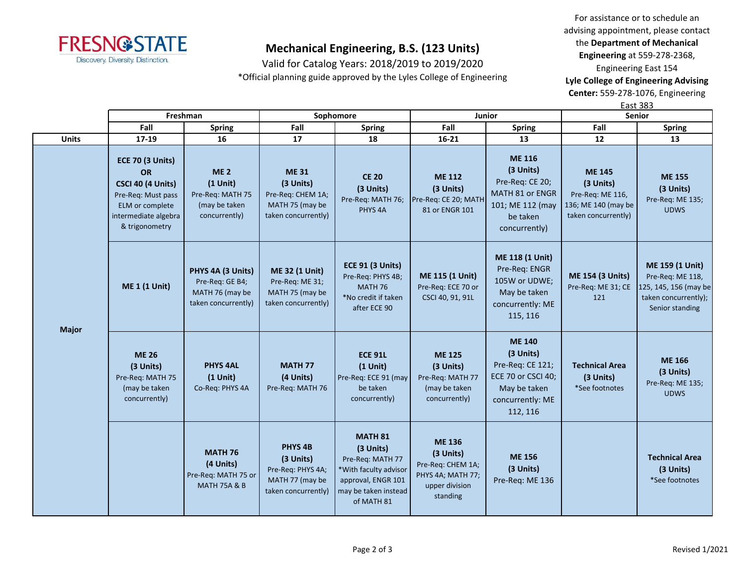# Mechanical Engineering, B.S. (123 Units)

Valid for Catalog Years: 2018/2019 to 2019/2020

*Official planning guide approved by the Lyles College of Engineering

For assistance or to schedule an advising appointment, please contact the **Department of Mechanical Engineering** at 559-278-2368, Engineering East 154

**Lyle College of Engineering Advising Center:** 559-278-1076, Engineering East 383

| | Freshman | | Sophomore | | Junior | | Senior | |
|---|---|---|---|---|---|---|---|---|
| | Fall | Spring | Fall | Spring | Fall | Spring | Fall | Spring |
| **Units** | 17-19 | 16 | 17 | 18 | 16-21 | 13 | 12 | 13 |
| **Major** | **ECE 70 (3 Units) OR CSCI 40 (4 Units)** Pre-Req: Must pass ELM or complete intermediate algebra & trigonometry | **ME 2 (1 Unit)** Pre-Req: MATH 75 (may be taken concurrently) | **ME 31 (3 Units)** Pre-Req: CHEM 1A; MATH 75 (may be taken concurrently) | **CE 20 (3 Units)** Pre-Req: MATH 76; PHYS 4A | **ME 112 (3 Units)** Pre-Req: CE 20; MATH 81 or ENGR 101 | **ME 116 (3 Units)** Pre-Req: CE 20; MATH 81 or ENGR 101; ME 112 (may be taken concurrently) | **ME 145 (3 Units)** Pre-Req: ME 116, 136; ME 140 (may be taken concurrently) | **ME 155 (3 Units)** Pre-Req: ME 135; UDWS |
| | **ME 1 (1 Unit)** | **PHYS 4A (3 Units)** Pre-Req: GE B4; MATH 76 (may be taken concurrently) | **ME 32 (1 Unit)** Pre-Req: ME 31; MATH 75 (may be taken concurrently) | **ECE 91 (3 Units)** Pre-Req: PHYS 4B; MATH 76 *No credit if taken after ECE 90 | **ME 115 (1 Unit)** Pre-Req: ECE 70 or CSCI 40, 91, 91L | **ME 118 (1 Unit)** Pre-Req: ENGR 105W or UDWE; May be taken concurrently: ME 115, 116 | **ME 154 (3 Units)** Pre-Req: ME 31; CE 121 | **ME 159 (1 Unit)** Pre-Req: ME 118, 125, 145, 156 (may be taken concurrently); Senior standing |
| | **ME 26 (3 Units)** Pre-Req: MATH 75 (may be taken concurrently) | **PHYS 4AL (1 Unit)** Co-Req: PHYS 4A | **MATH 77 (4 Units)** Pre-Req: MATH 76 | **ECE 91L (1 Unit)** Pre-Req: ECE 91 (may be taken concurrently) | **ME 125 (3 Units)** Pre-Req: MATH 77 (may be taken concurrently) | **ME 140 (3 Units)** Pre-Req: CE 121; ECE 70 or CSCI 40; May be taken concurrently: ME 112, 116 | **Technical Area (3 Units)** *See footnotes | **ME 166 (3 Units)** Pre-Req: ME 135; UDWS |
| | | **MATH 76 (4 Units)** Pre-Req: MATH 75 or MATH 75A & B | **PHYS 4B (3 Units)** Pre-Req: PHYS 4A; MATH 77 (may be taken concurrently) | **MATH 81 (3 Units)** Pre-Req: MATH 77 *With faculty advisor approval, ENGR 101 may be taken instead of MATH 81 | **ME 136 (3 Units)** Pre-Req: CHEM 1A; PHYS 4A; MATH 77; upper division standing | **ME 156 (3 Units)** Pre-Req: ME 136 | | **Technical Area (3 Units)** *See footnotes |

Revised 1/2021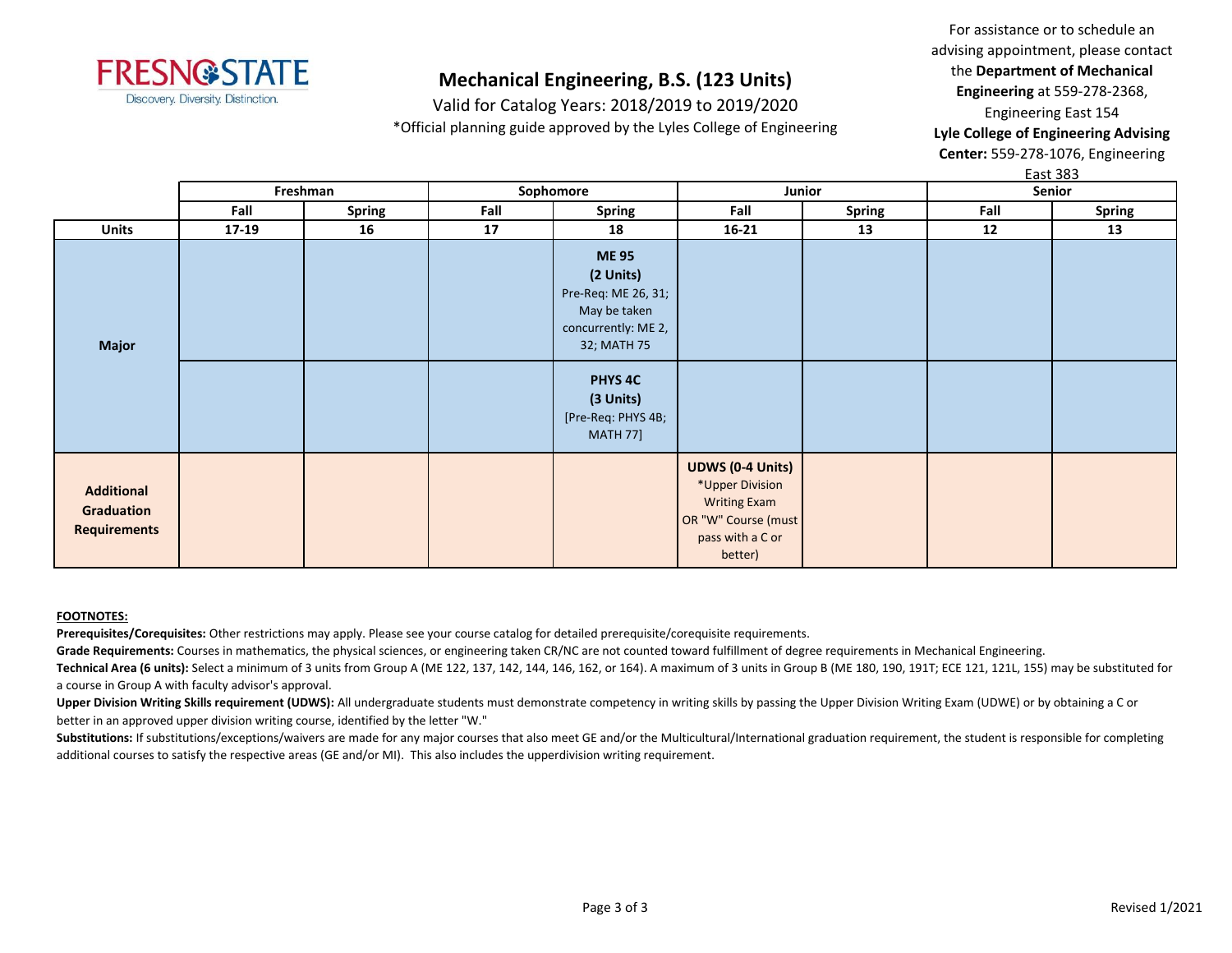# Mechanical Engineering, B.S. (123 Units)

Valid for Catalog Years: 2018/2019 to 2019/2020

*Official planning guide approved by the Lyles College of Engineering

For assistance or to schedule an advising appointment, please contact the **Department of Mechanical Engineering** at 559-278-2368, Engineering East 154

**Lyle College of Engineering Advising Center:** 559-278-1076, Engineering East 383

| | Freshman | | Sophomore | | Junior | | Senior | |
|---|---|---|---|---|---|---|---|---|
| | Fall | Spring | Fall | Spring | Fall | Spring | Fall | Spring |
| **Units** | **17-19** | **16** | **17** | **18** | **16-21** | **13** | **12** | **13** |
| **Major** | | | | **ME 95 (2 Units)** Pre-Req: ME 26, 31; May be taken concurrently: ME 2, 32; MATH 75 | | | | |
| | | | | **PHYS 4C (3 Units)** [Pre-Req: PHYS 4B; MATH 77] | | | | |
| **Additional Graduation Requirements** | | | | | **UDWS (0-4 Units)** *Upper Division Writing Exam OR "W" Course (must pass with a C or better) | | | |

**FOOTNOTES:**

**Prerequisites/Corequisites:** Other restrictions may apply. Please see your course catalog for detailed prerequisite/corequisite requirements.

**Grade Requirements:** Courses in mathematics, the physical sciences, or engineering taken CR/NC are not counted toward fulfillment of degree requirements in Mechanical Engineering.

**Technical Area (6 units):** Select a minimum of 3 units from Group A (ME 122, 137, 142, 144, 146, 162, or 164). A maximum of 3 units in Group B (ME 180, 190, 191T; ECE 121, 121L, 155) may be substituted for a course in Group A with faculty advisor's approval.

**Upper Division Writing Skills requirement (UDWS):** All undergraduate students must demonstrate competency in writing skills by passing the Upper Division Writing Exam (UDWE) or by obtaining a C or better in an approved upper division writing course, identified by the letter "W."

**Substitutions:** If substitutions/exceptions/waivers are made for any major courses that also meet GE and/or the Multicultural/International graduation requirement, the student is responsible for completing additional courses to satisfy the respective areas (GE and/or MI). This also includes the upperdivision writing requirement.

Revised 1/2021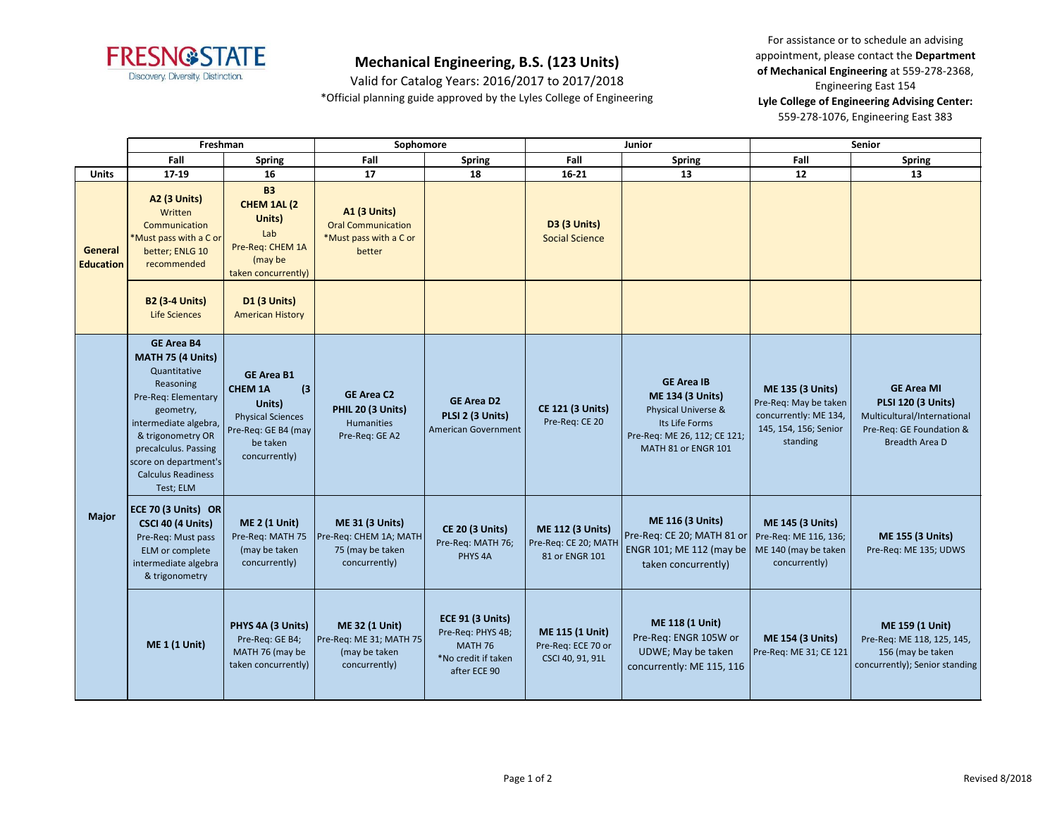FRESNO STATE
Discovery. Diversity. Distinction.

# Mechanical Engineering, B.S. (123 Units)

Valid for Catalog Years: 2016/2017 to 2017/2018

*Official planning guide approved by the Lyles College of Engineering

For assistance or to schedule an advising appointment, please contact the **Department of Mechanical Engineering** at 559-278-2368, Engineering East 154

**Lyle College of Engineering Advising Center:** 559-278-1076, Engineering East 383

| | Freshman | | Sophomore | | Junior | | Senior | |
|---|---|---|---|---|---|---|---|---|
| | Fall | Spring | Fall | Spring | Fall | Spring | Fall | Spring |
| **Units** | **17-19** | **16** | **17** | **18** | **16-21** | **13** | **12** | **13** |
| **General Education** | **A2 (3 Units)** Written Communication *Must pass with a C or better; ENLG 10 recommended | **B3 CHEM 1AL (2 Units)** Lab Pre-Req: CHEM 1A (may be taken concurrently) | **A1 (3 Units)** Oral Communication *Must pass with a C or better | | **D3 (3 Units)** Social Science | | | |
| | **B2 (3-4 Units)** Life Sciences | **D1 (3 Units)** American History | | | | | | |
| **Major** | **GE Area B4 MATH 75 (4 Units)** Quantitative Reasoning Pre-Req: Elementary geometry, intermediate algebra, & trigonometry OR precalculus. Passing score on department's Calculus Readiness Test; ELM | **GE Area B1 CHEM 1A (3 Units)** Physical Sciences Pre-Req: GE B4 (may be taken concurrently) | **GE Area C2 PHIL 20 (3 Units)** Humanities Pre-Req: GE A2 | **GE Area D2 PLSI 2 (3 Units)** American Government | **CE 121 (3 Units)** Pre-Req: CE 20 | **GE Area IB ME 134 (3 Units)** Physical Universe & Its Life Forms Pre-Req: ME 26, 112; CE 121; MATH 81 or ENGR 101 | **ME 135 (3 Units)** Pre-Req: May be taken concurrently: ME 134, 145, 154, 156; Senior standing | **GE Area MI PLSI 120 (3 Units)** Multicultural/International Pre-Req: GE Foundation & Breadth Area D |
| | **ECE 70 (3 Units) OR CSCI 40 (4 Units)** Pre-Req: Must pass ELM or complete intermediate algebra & trigonometry | **ME 2 (1 Unit)** Pre-Req: MATH 75 (may be taken concurrently) | **ME 31 (3 Units)** Pre-Req: CHEM 1A; MATH 75 (may be taken concurrently) | **CE 20 (3 Units)** Pre-Req: MATH 76; PHYS 4A | **ME 112 (3 Units)** Pre-Req: CE 20; MATH 81 or ENGR 101 | **ME 116 (3 Units)** Pre-Req: CE 20; MATH 81 or ENGR 101; ME 112 (may be taken concurrently) | **ME 145 (3 Units)** Pre-Req: ME 116, 136; ME 140 (may be taken concurrently) | **ME 155 (3 Units)** Pre-Req: ME 135; UDWS |
| | **ME 1 (1 Unit)** | **PHYS 4A (3 Units)** Pre-Req: GE B4; MATH 76 (may be taken concurrently) | **ME 32 (1 Unit)** Pre-Req: ME 31; MATH 75 (may be taken concurrently) | **ECE 91 (3 Units)** Pre-Req: PHYS 4B; MATH 76 *No credit if taken after ECE 90 | **ME 115 (1 Unit)** Pre-Req: ECE 70 or CSCI 40, 91, 91L | **ME 118 (1 Unit)** Pre-Req: ENGR 105W or UDWE; May be taken concurrently: ME 115, 116 | **ME 154 (3 Units)** Pre-Req: ME 31; CE 121 | **ME 159 (1 Unit)** Pre-Req: ME 118, 125, 145, 156 (may be taken concurrently); Senior standing |

Revised 8/2018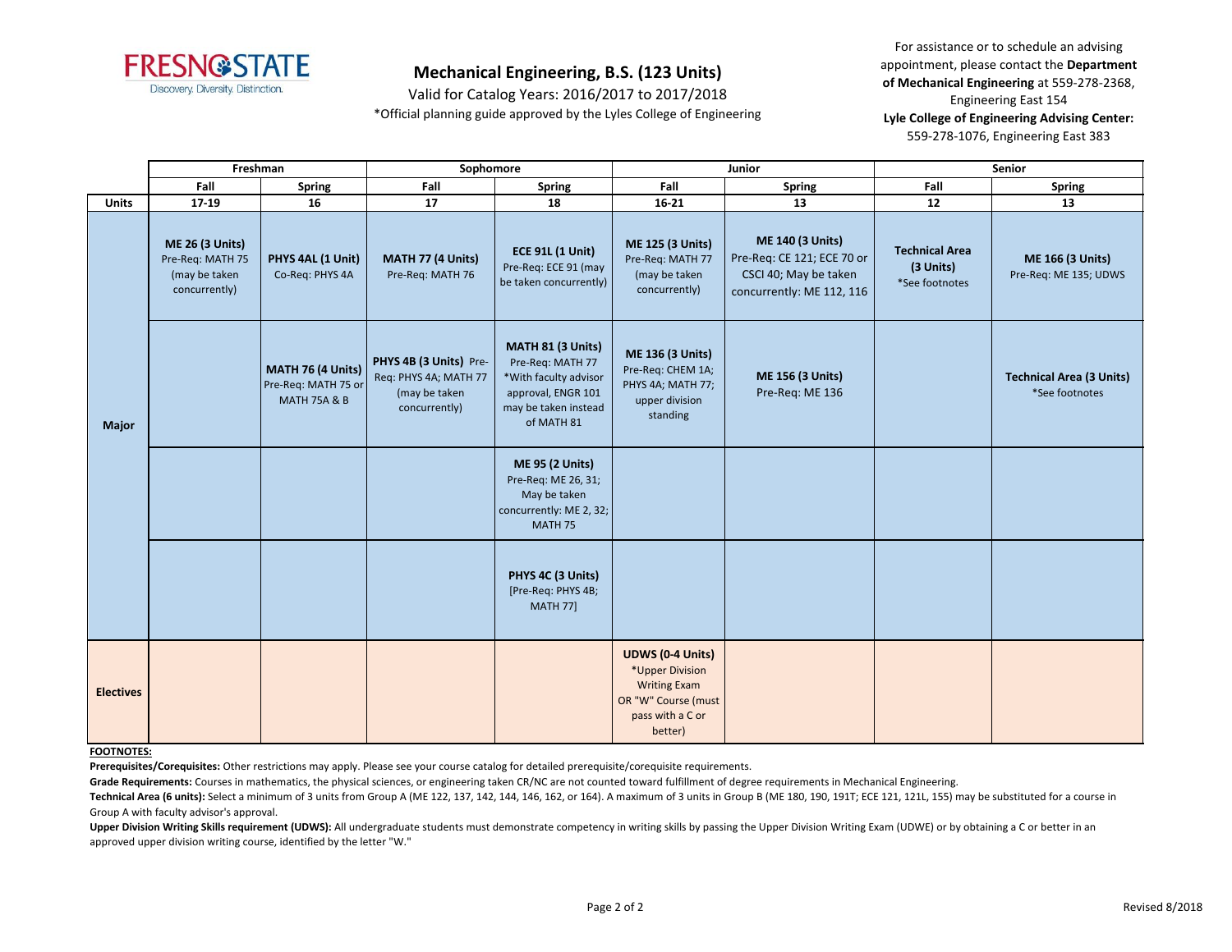# Mechanical Engineering, B.S. (123 Units)

Valid for Catalog Years: 2016/2017 to 2017/2018

*Official planning guide approved by the Lyles College of Engineering

For assistance or to schedule an advising appointment, please contact the **Department of Mechanical Engineering** at 559-278-2368, Engineering East 154
**Lyle College of Engineering Advising Center:** 559-278-1076, Engineering East 383

| | Freshman | | Sophomore | | Junior | | Senior | |
|---|---|---|---|---|---|---|---|---|
| | **Fall** | **Spring** | **Fall** | **Spring** | **Fall** | **Spring** | **Fall** | **Spring** |
| **Units** | **17-19** | **16** | **17** | **18** | **16-21** | **13** | **12** | **13** |
| **Major** | **ME 26 (3 Units)** Pre-Req: MATH 75 (may be taken concurrently) | **PHYS 4AL (1 Unit)** Co-Req: PHYS 4A | **MATH 77 (4 Units)** Pre-Req: MATH 76 | **ECE 91L (1 Unit)** Pre-Req: ECE 91 (may be taken concurrently) | **ME 125 (3 Units)** Pre-Req: MATH 77 (may be taken concurrently) | **ME 140 (3 Units)** Pre-Req: CE 121; ECE 70 or CSCI 40; May be taken concurrently: ME 112, 116 | **Technical Area (3 Units)** *See footnotes | **ME 166 (3 Units)** Pre-Req: ME 135; UDWS |
| **Major** | | **MATH 76 (4 Units)** Pre-Req: MATH 75 or MATH 75A & B | **PHYS 4B (3 Units)** Pre-Req: PHYS 4A; MATH 77 (may be taken concurrently) | **MATH 81 (3 Units)** Pre-Req: MATH 77 *With faculty advisor approval, ENGR 101 may be taken instead of MATH 81 | **ME 136 (3 Units)** Pre-Req: CHEM 1A; PHYS 4A; MATH 77; upper division standing | **ME 156 (3 Units)** Pre-Req: ME 136 | | **Technical Area (3 Units)** *See footnotes |
| **Major** | | | | **ME 95 (2 Units)** Pre-Req: ME 26, 31; May be taken concurrently: ME 2, 32; MATH 75 | | | | |
| **Major** | | | | **PHYS 4C (3 Units)** [Pre-Req: PHYS 4B; MATH 77] | | | | |
| **Electives** | | | | | **UDWS (0-4 Units)** *Upper Division Writing Exam OR "W" Course (must pass with a C or better) | | | |

**FOOTNOTES:**

**Prerequisites/Corequisites:** Other restrictions may apply. Please see your course catalog for detailed prerequisite/corequisite requirements.

**Grade Requirements:** Courses in mathematics, the physical sciences, or engineering taken CR/NC are not counted toward fulfillment of degree requirements in Mechanical Engineering.

**Technical Area (6 units):** Select a minimum of 3 units from Group A (ME 122, 137, 142, 144, 146, 162, or 164). A maximum of 3 units in Group B (ME 180, 190, 191T; ECE 121, 121L, 155) may be substituted for a course in Group A with faculty advisor's approval.

**Upper Division Writing Skills requirement (UDWS):** All undergraduate students must demonstrate competency in writing skills by passing the Upper Division Writing Exam (UDWE) or by obtaining a C or better in an approved upper division writing course, identified by the letter "W."

Revised 8/2018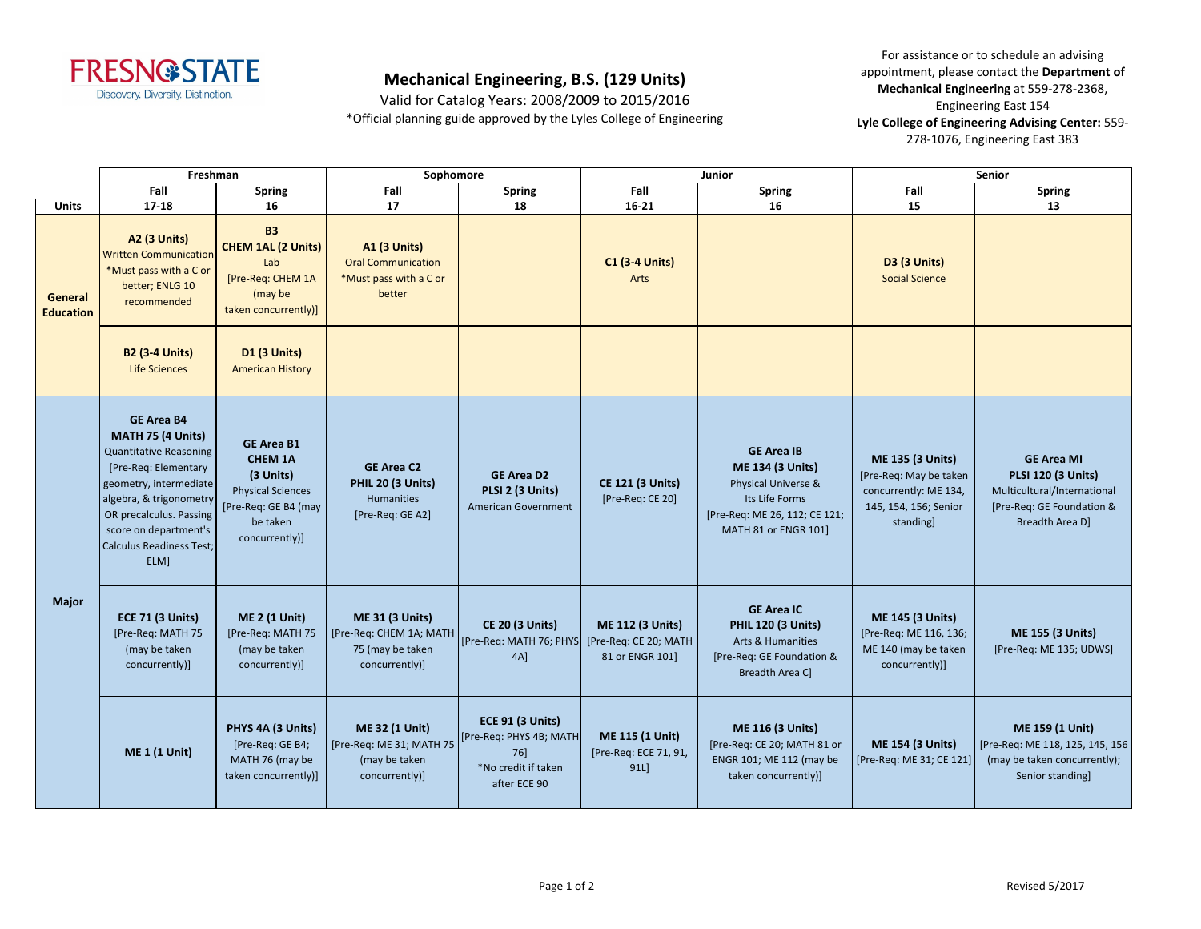# Mechanical Engineering, B.S. (129 Units)

Valid for Catalog Years: 2008/2009 to 2015/2016

*Official planning guide approved by the Lyles College of Engineering

For assistance or to schedule an advising appointment, please contact the **Department of Mechanical Engineering** at 559-278-2368, Engineering East 154

**Lyle College of Engineering Advising Center:** 559-278-1076, Engineering East 383

| | Freshman | | Sophomore | | Junior | | Senior | |
|---|---|---|---|---|---|---|---|---|
| | Fall | Spring | Fall | Spring | Fall | Spring | Fall | Spring |
| **Units** | 17-18 | 16 | 17 | 18 | 16-21 | 16 | 15 | 13 |
| **General Education** | **A2 (3 Units)** Written Communication *Must pass with a C or better; ENLG 10 recommended | **B3 CHEM 1AL (2 Units)** Lab [Pre-Req: CHEM 1A (may be taken concurrently)] | **A1 (3 Units)** Oral Communication *Must pass with a C or better | | **C1 (3-4 Units)** Arts | | **D3 (3 Units)** Social Science | |
| **General Education** | **B2 (3-4 Units)** Life Sciences | **D1 (3 Units)** American History | | | | | | |
| **Major** | **GE Area B4 MATH 75 (4 Units)** Quantitative Reasoning [Pre-Req: Elementary geometry, intermediate algebra, & trigonometry OR precalculus. Passing score on department's Calculus Readiness Test; ELM] | **GE Area B1 CHEM 1A (3 Units)** Physical Sciences [Pre-Req: GE B4 (may be taken concurrently)] | **GE Area C2 PHIL 20 (3 Units)** Humanities [Pre-Req: GE A2] | **GE Area D2 PLSI 2 (3 Units)** American Government | **CE 121 (3 Units)** [Pre-Req: CE 20] | **GE Area IB ME 134 (3 Units)** Physical Universe & Its Life Forms [Pre-Req: ME 26, 112; CE 121; MATH 81 or ENGR 101] | **ME 135 (3 Units)** [Pre-Req: May be taken concurrently: ME 134, 145, 154, 156; Senior standing] | **GE Area MI PLSI 120 (3 Units)** Multicultural/International [Pre-Req: GE Foundation & Breadth Area D] |
| **Major** | **ECE 71 (3 Units)** [Pre-Req: MATH 75 (may be taken concurrently)] | **ME 2 (1 Unit)** [Pre-Req: MATH 75 (may be taken concurrently)] | **ME 31 (3 Units)** [Pre-Req: CHEM 1A; MATH 75 (may be taken concurrently)] | **CE 20 (3 Units)** [Pre-Req: MATH 76; PHYS 4A] | **ME 112 (3 Units)** [Pre-Req: CE 20; MATH 81 or ENGR 101] | **GE Area IC PHIL 120 (3 Units)** Arts & Humanities [Pre-Req: GE Foundation & Breadth Area C] | **ME 145 (3 Units)** [Pre-Req: ME 116, 136; ME 140 (may be taken concurrently)] | **ME 155 (3 Units)** [Pre-Req: ME 135; UDWS] |
| **Major** | **ME 1 (1 Unit)** | **PHYS 4A (3 Units)** [Pre-Req: GE B4; MATH 76 (may be taken concurrently)] | **ME 32 (1 Unit)** [Pre-Req: ME 31; MATH 75 (may be taken concurrently)] | **ECE 91 (3 Units)** [Pre-Req: PHYS 4B; MATH 76] *No credit if taken after ECE 90 | **ME 115 (1 Unit)** [Pre-Req: ECE 71, 91, 91L] | **ME 116 (3 Units)** [Pre-Req: CE 20; MATH 81 or ENGR 101; ME 112 (may be taken concurrently)] | **ME 154 (3 Units)** [Pre-Req: ME 31; CE 121] | **ME 159 (1 Unit)** [Pre-Req: ME 118, 125, 145, 156 (may be taken concurrently); Senior standing] |

Revised 5/2017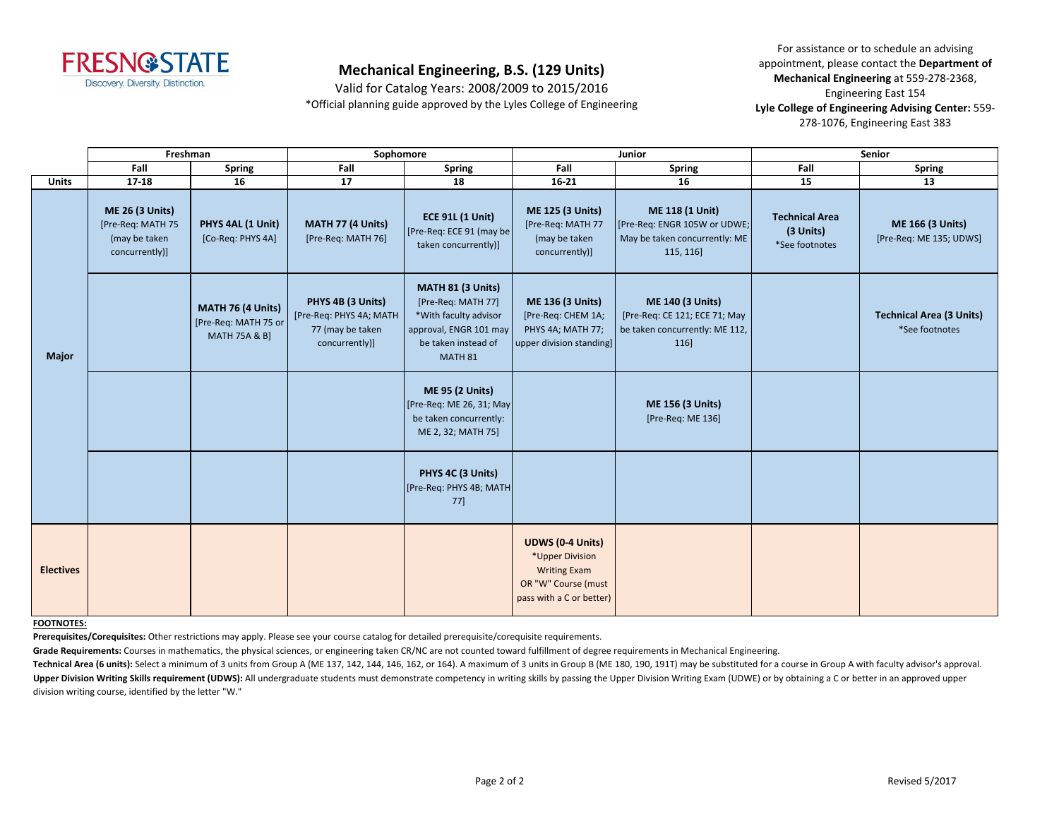# Mechanical Engineering, B.S. (129 Units)

Valid for Catalog Years: 2008/2009 to 2015/2016

*Official planning guide approved by the Lyles College of Engineering

For assistance or to schedule an advising appointment, please contact the **Department of Mechanical Engineering** at 559-278-2368, Engineering East 154

**Lyle College of Engineering Advising Center:** 559-278-1076, Engineering East 383

| | Freshman | | Sophomore | | Junior | | Senior | |
|---|---|---|---|---|---|---|---|---|
| | **Fall** | **Spring** | **Fall** | **Spring** | **Fall** | **Spring** | **Fall** | **Spring** |
| **Units** | 17-18 | 16 | 17 | 18 | 16-21 | 16 | 15 | 13 |
| **Major** | **ME 26 (3 Units)** [Pre-Req: MATH 75 (may be taken concurrently)] | **PHYS 4AL (1 Unit)** [Co-Req: PHYS 4A] | **MATH 77 (4 Units)** [Pre-Req: MATH 76] | **ECE 91L (1 Unit)** [Pre-Req: ECE 91 (may be taken concurrently)] | **ME 125 (3 Units)** [Pre-Req: MATH 77 (may be taken concurrently)] | **ME 118 (1 Unit)** [Pre-Req: ENGR 105W or UDWE; May be taken concurrently: ME 115, 116] | **Technical Area (3 Units)** *See footnotes | **ME 166 (3 Units)** [Pre-Req: ME 135; UDWS] |
| | | **MATH 76 (4 Units)** [Pre-Req: MATH 75 or MATH 75A & B] | **PHYS 4B (3 Units)** [Pre-Req: PHYS 4A; MATH 77 (may be taken concurrently)] | **MATH 81 (3 Units)** [Pre-Req: MATH 77] *With faculty advisor approval, ENGR 101 may be taken instead of MATH 81 | **ME 136 (3 Units)** [Pre-Req: CHEM 1A; PHYS 4A; MATH 77; upper division standing] | **ME 140 (3 Units)** [Pre-Req: CE 121; ECE 71; May be taken concurrently: ME 112, 116] | | **Technical Area (3 Units)** *See footnotes |
| | | | | **ME 95 (2 Units)** [Pre-Req: ME 26, 31; May be taken concurrently: ME 2, 32; MATH 75] | | **ME 156 (3 Units)** [Pre-Req: ME 136] | | |
| | | | | **PHYS 4C (3 Units)** [Pre-Req: PHYS 4B; MATH 77] | | | | |
| **Electives** | | | | | **UDWS (0-4 Units)** *Upper Division Writing Exam OR "W" Course (must pass with a C or better) | | | |

**FOOTNOTES:**

**Prerequisites/Corequisites:** Other restrictions may apply. Please see your course catalog for detailed prerequisite/corequisite requirements.

**Grade Requirements:** Courses in mathematics, the physical sciences, or engineering taken CR/NC are not counted toward fulfillment of degree requirements in Mechanical Engineering.

**Technical Area (6 units):** Select a minimum of 3 units from Group A (ME 137, 142, 144, 146, 162, or 164). A maximum of 3 units in Group B (ME 180, 190, 191T) may be substituted for a course in Group A with faculty advisor's approval.

**Upper Division Writing Skills requirement (UDWS):** All undergraduate students must demonstrate competency in writing skills by passing the Upper Division Writing Exam (UDWE) or by obtaining a C or better in an approved upper division writing course, identified by the letter "W."

Revised 5/2017